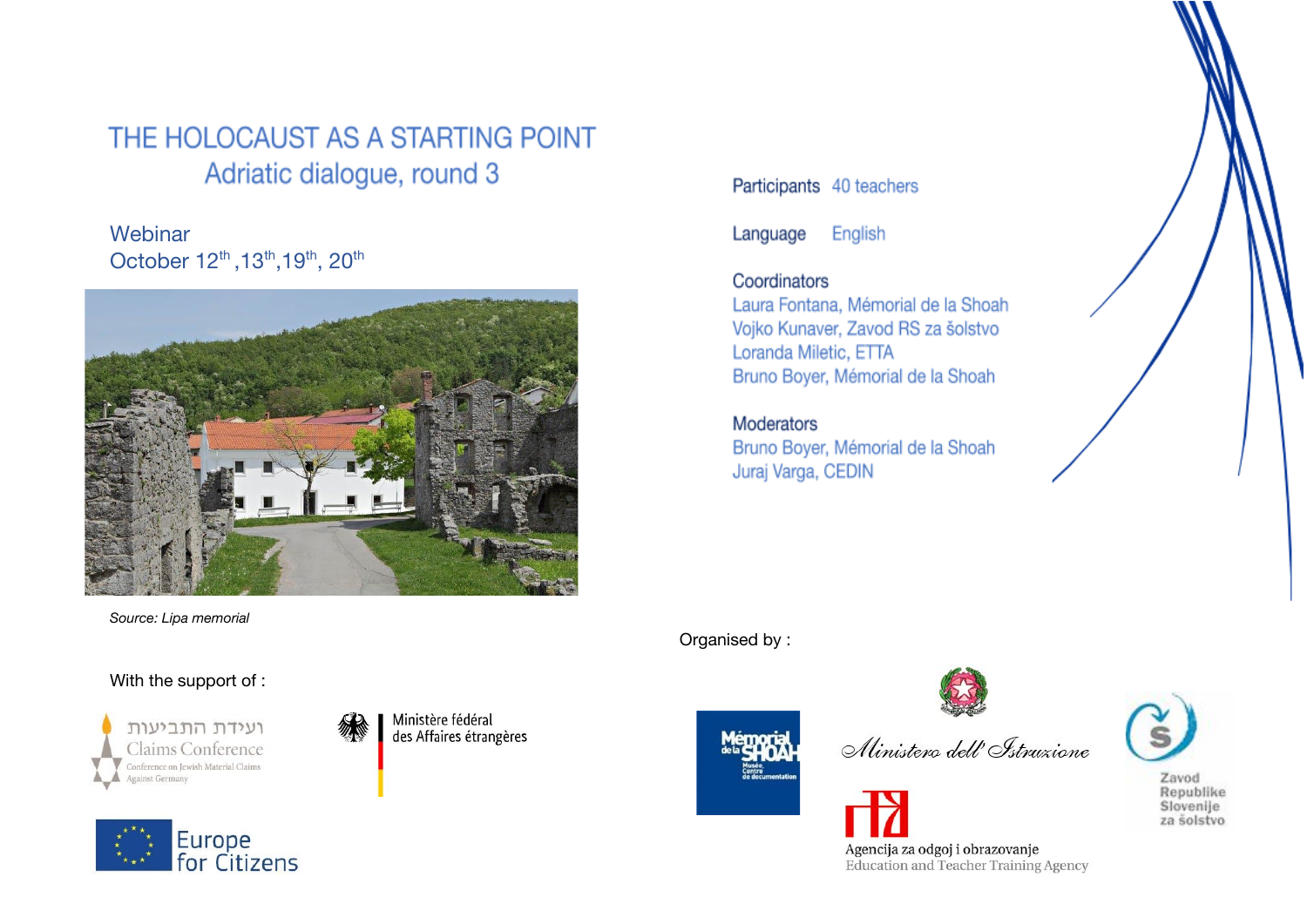# THE HOLOCAUST AS A STARTING POINT

## Adriatic dialogue, round 3

Webinar
October 12th, 13th, 19th, 20th

*Source: Lipa memorial*

**Participants** 40 teachers

**Language** English

**Coordinators**
Laura Fontana, Mémorial de la Shoah
Vojko Kunaver, Zavod RS za šolstvo
Loranda Miletic, ETTA
Bruno Boyer, Mémorial de la Shoah

**Moderators**
Bruno Boyer, Mémorial de la Shoah
Juraj Varga, CEDIN

With the support of :

ועידת התביעות
Claims Conference
Conference on Jewish Material Claims Against Germany

Ministère fédéral des Affaires étrangères

Europe for Citizens

Organised by :

Mémorial de la Shoah – Musée, Centre de documentation

Ministero dell'Istruzione

Agencija za odgoj i obrazovanje
Education and Teacher Training Agency

Zavod Republike Slovenije za šolstvo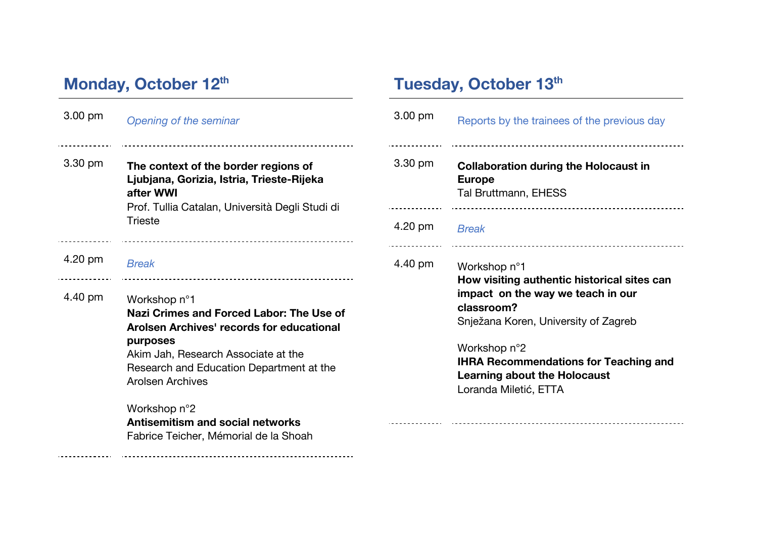## Monday, October 12th

**3.00 pm**
*Opening of the seminar*

**3.30 pm**
**The context of the border regions of Ljubjana, Gorizia, Istria, Trieste-Rijeka after WWI**
Prof. Tullia Catalan, Università Degli Studi di Trieste

**4.20 pm**
*Break*

**4.40 pm**
Workshop n°1
**Nazi Crimes and Forced Labor: The Use of Arolsen Archives' records for educational purposes**
Akim Jah, Research Associate at the Research and Education Department at the Arolsen Archives

Workshop n°2
**Antisemitism and social networks**
Fabrice Teicher, Mémorial de la Shoah

## Tuesday, October 13th

**3.00 pm**
Reports by the trainees of the previous day

**3.30 pm**
**Collaboration during the Holocaust in Europe**
Tal Bruttmann, EHESS

**4.20 pm**
*Break*

**4.40 pm**
Workshop n°1
**How visiting authentic historical sites can impact on the way we teach in our classroom?**
Snježana Koren, University of Zagreb

Workshop n°2
**IHRA Recommendations for Teaching and Learning about the Holocaust**
Loranda Miletić, ETTA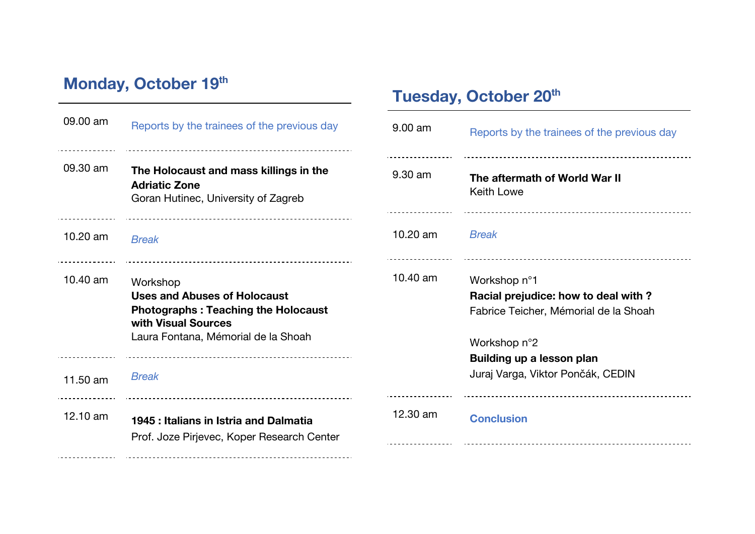## Monday, October 19th

| | |
|---|---|
| 09.00 am | Reports by the trainees of the previous day |
| 09.30 am | **The Holocaust and mass killings in the Adriatic Zone**<br>Goran Hutinec, University of Zagreb |
| 10.20 am | *Break* |
| 10.40 am | Workshop<br>**Uses and Abuses of Holocaust Photographs : Teaching the Holocaust with Visual Sources**<br>Laura Fontana, Mémorial de la Shoah |
| 11.50 am | *Break* |
| 12.10 am | **1945 : Italians in Istria and Dalmatia**<br>Prof. Joze Pirjevec, Koper Research Center |

## Tuesday, October 20th

| | |
|---|---|
| 9.00 am | Reports by the trainees of the previous day |
| 9.30 am | **The aftermath of World War II**<br>Keith Lowe |
| 10.20 am | *Break* |
| 10.40 am | Workshop n°1<br>**Racial prejudice: how to deal with ?**<br>Fabrice Teicher, Mémorial de la Shoah<br><br>Workshop n°2<br>**Building up a lesson plan**<br>Juraj Varga, Viktor Pončák, CEDIN |
| 12.30 am | **Conclusion** |